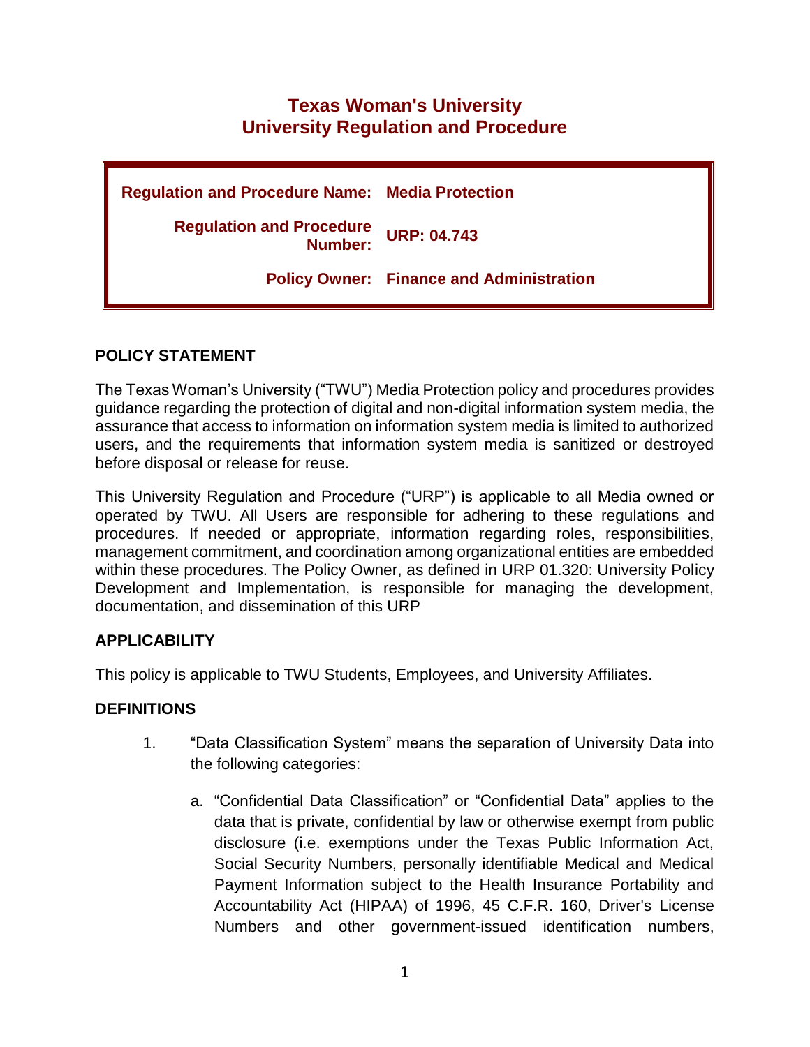# Texas Woman's University
# University Regulation and Procedure

| | |
|---|---|
| **Regulation and Procedure Name:** | **Media Protection** |
| **Regulation and Procedure Number:** | **URP: 04.743** |
| **Policy Owner:** | **Finance and Administration** |

## POLICY STATEMENT

The Texas Woman's University ("TWU") Media Protection policy and procedures provides guidance regarding the protection of digital and non-digital information system media, the assurance that access to information on information system media is limited to authorized users, and the requirements that information system media is sanitized or destroyed before disposal or release for reuse.

This University Regulation and Procedure ("URP") is applicable to all Media owned or operated by TWU. All Users are responsible for adhering to these regulations and procedures. If needed or appropriate, information regarding roles, responsibilities, management commitment, and coordination among organizational entities are embedded within these procedures. The Policy Owner, as defined in URP 01.320: University Policy Development and Implementation, is responsible for managing the development, documentation, and dissemination of this URP

## APPLICABILITY

This policy is applicable to TWU Students, Employees, and University Affiliates.

## DEFINITIONS

1. "Data Classification System" means the separation of University Data into the following categories:

   a. "Confidential Data Classification" or "Confidential Data" applies to the data that is private, confidential by law or otherwise exempt from public disclosure (i.e. exemptions under the Texas Public Information Act, Social Security Numbers, personally identifiable Medical and Medical Payment Information subject to the Health Insurance Portability and Accountability Act (HIPAA) of 1996, 45 C.F.R. 160, Driver's License Numbers and other government-issued identification numbers,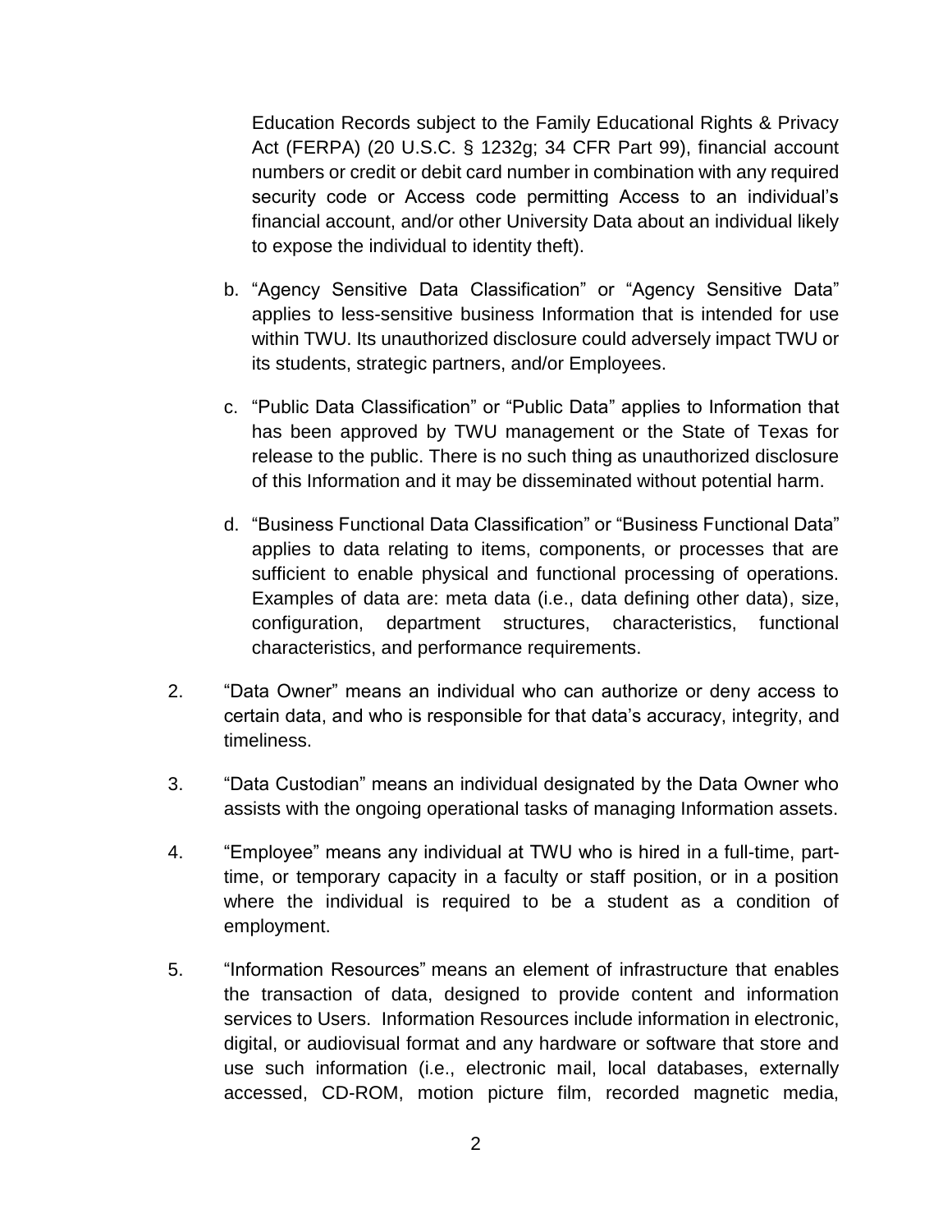Education Records subject to the Family Educational Rights & Privacy Act (FERPA) (20 U.S.C. § 1232g; 34 CFR Part 99), financial account numbers or credit or debit card number in combination with any required security code or Access code permitting Access to an individual's financial account, and/or other University Data about an individual likely to expose the individual to identity theft).

b. "Agency Sensitive Data Classification" or "Agency Sensitive Data" applies to less-sensitive business Information that is intended for use within TWU. Its unauthorized disclosure could adversely impact TWU or its students, strategic partners, and/or Employees.

c. "Public Data Classification" or "Public Data" applies to Information that has been approved by TWU management or the State of Texas for release to the public. There is no such thing as unauthorized disclosure of this Information and it may be disseminated without potential harm.

d. "Business Functional Data Classification" or "Business Functional Data" applies to data relating to items, components, or processes that are sufficient to enable physical and functional processing of operations. Examples of data are: meta data (i.e., data defining other data), size, configuration, department structures, characteristics, functional characteristics, and performance requirements.

2. "Data Owner" means an individual who can authorize or deny access to certain data, and who is responsible for that data's accuracy, integrity, and timeliness.

3. "Data Custodian" means an individual designated by the Data Owner who assists with the ongoing operational tasks of managing Information assets.

4. "Employee" means any individual at TWU who is hired in a full-time, part-time, or temporary capacity in a faculty or staff position, or in a position where the individual is required to be a student as a condition of employment.

5. "Information Resources" means an element of infrastructure that enables the transaction of data, designed to provide content and information services to Users. Information Resources include information in electronic, digital, or audiovisual format and any hardware or software that store and use such information (i.e., electronic mail, local databases, externally accessed, CD-ROM, motion picture film, recorded magnetic media,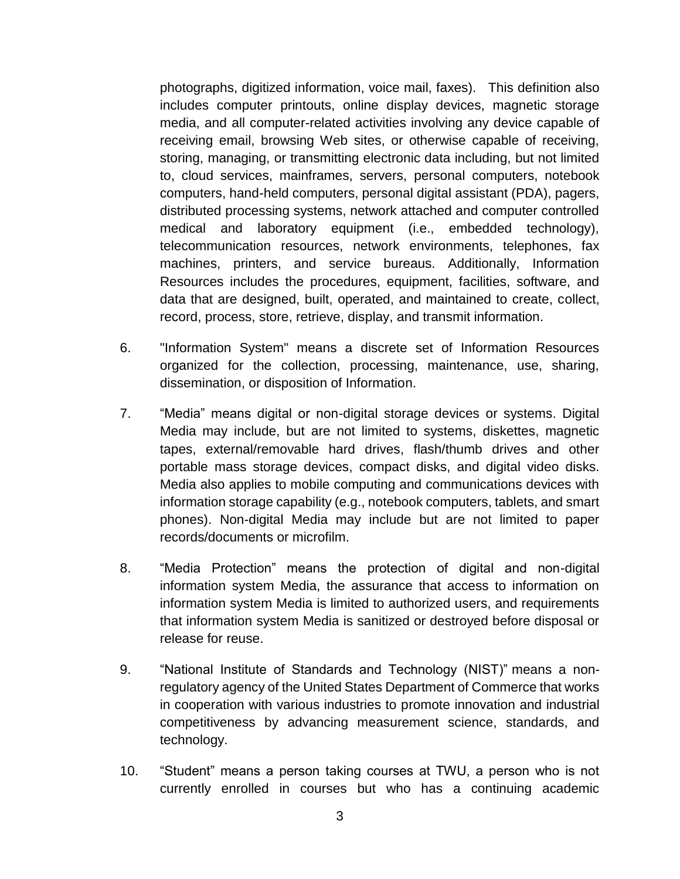photographs, digitized information, voice mail, faxes). This definition also includes computer printouts, online display devices, magnetic storage media, and all computer-related activities involving any device capable of receiving email, browsing Web sites, or otherwise capable of receiving, storing, managing, or transmitting electronic data including, but not limited to, cloud services, mainframes, servers, personal computers, notebook computers, hand-held computers, personal digital assistant (PDA), pagers, distributed processing systems, network attached and computer controlled medical and laboratory equipment (i.e., embedded technology), telecommunication resources, network environments, telephones, fax machines, printers, and service bureaus. Additionally, Information Resources includes the procedures, equipment, facilities, software, and data that are designed, built, operated, and maintained to create, collect, record, process, store, retrieve, display, and transmit information.

6. "Information System" means a discrete set of Information Resources organized for the collection, processing, maintenance, use, sharing, dissemination, or disposition of Information.

7. "Media" means digital or non-digital storage devices or systems. Digital Media may include, but are not limited to systems, diskettes, magnetic tapes, external/removable hard drives, flash/thumb drives and other portable mass storage devices, compact disks, and digital video disks. Media also applies to mobile computing and communications devices with information storage capability (e.g., notebook computers, tablets, and smart phones). Non-digital Media may include but are not limited to paper records/documents or microfilm.

8. "Media Protection" means the protection of digital and non-digital information system Media, the assurance that access to information on information system Media is limited to authorized users, and requirements that information system Media is sanitized or destroyed before disposal or release for reuse.

9. "National Institute of Standards and Technology (NIST)" means a non-regulatory agency of the United States Department of Commerce that works in cooperation with various industries to promote innovation and industrial competitiveness by advancing measurement science, standards, and technology.

10. "Student" means a person taking courses at TWU, a person who is not currently enrolled in courses but who has a continuing academic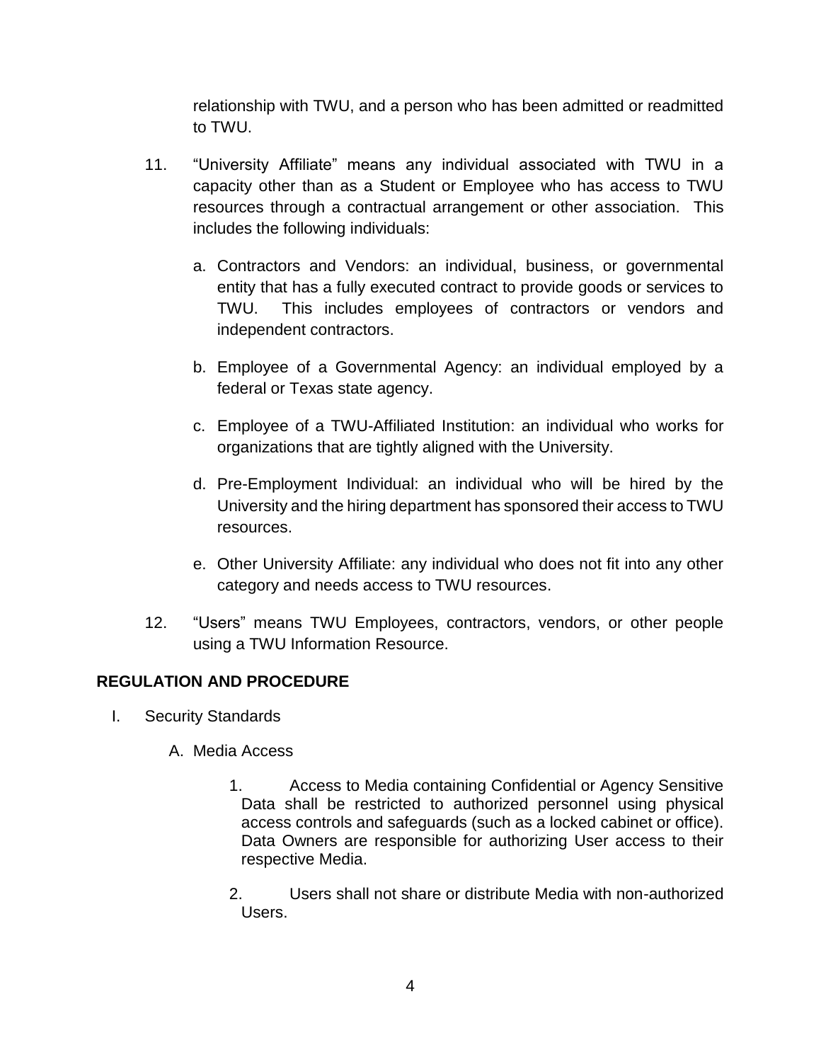relationship with TWU, and a person who has been admitted or readmitted to TWU.

11. "University Affiliate" means any individual associated with TWU in a capacity other than as a Student or Employee who has access to TWU resources through a contractual arrangement or other association. This includes the following individuals:

    a. Contractors and Vendors: an individual, business, or governmental entity that has a fully executed contract to provide goods or services to TWU. This includes employees of contractors or vendors and independent contractors.

    b. Employee of a Governmental Agency: an individual employed by a federal or Texas state agency.

    c. Employee of a TWU-Affiliated Institution: an individual who works for organizations that are tightly aligned with the University.

    d. Pre-Employment Individual: an individual who will be hired by the University and the hiring department has sponsored their access to TWU resources.

    e. Other University Affiliate: any individual who does not fit into any other category and needs access to TWU resources.

12. "Users" means TWU Employees, contractors, vendors, or other people using a TWU Information Resource.

## REGULATION AND PROCEDURE

I. Security Standards

   A. Media Access

      1. Access to Media containing Confidential or Agency Sensitive Data shall be restricted to authorized personnel using physical access controls and safeguards (such as a locked cabinet or office). Data Owners are responsible for authorizing User access to their respective Media.

      2. Users shall not share or distribute Media with non-authorized Users.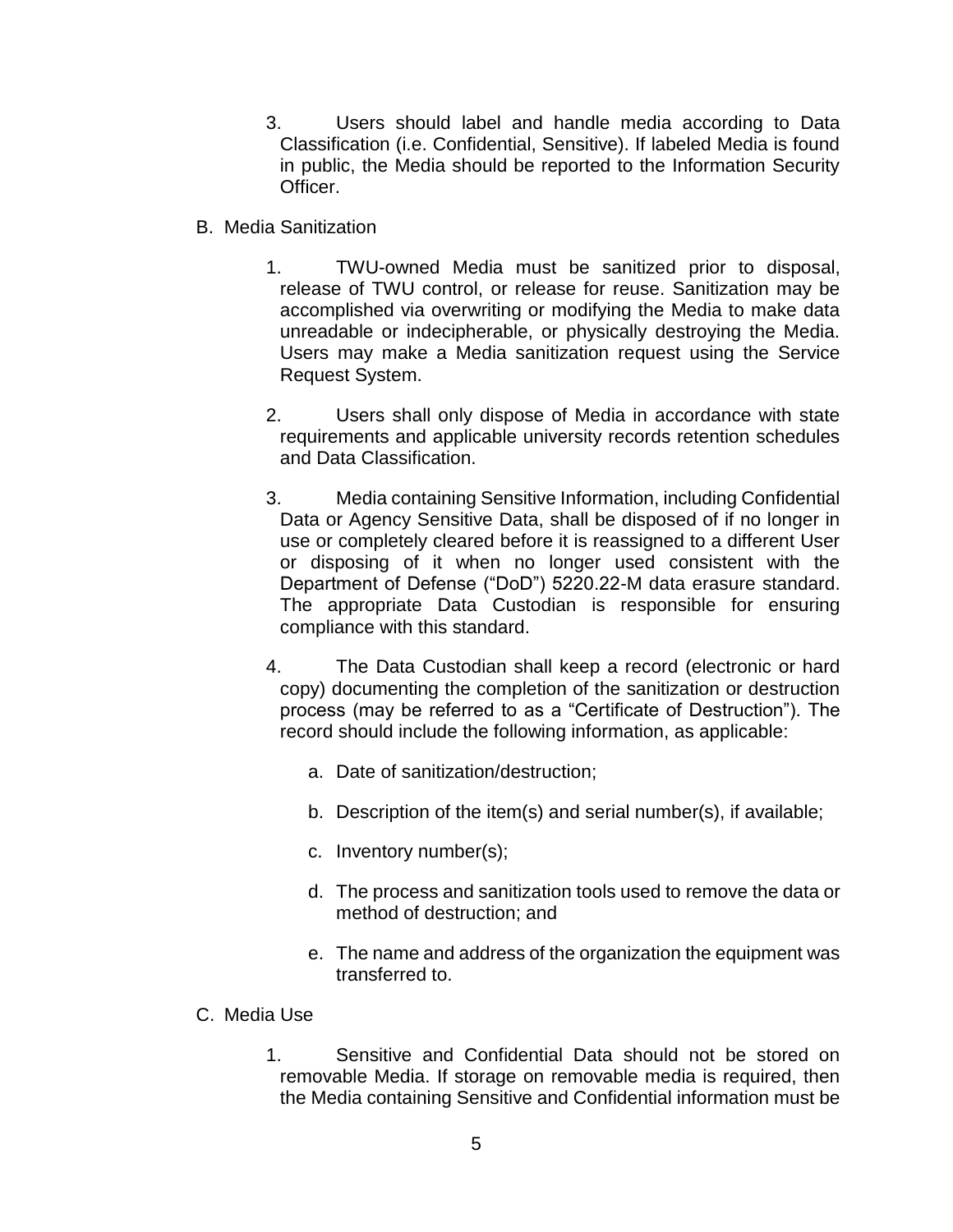3. Users should label and handle media according to Data Classification (i.e. Confidential, Sensitive). If labeled Media is found in public, the Media should be reported to the Information Security Officer.

B. Media Sanitization

1. TWU-owned Media must be sanitized prior to disposal, release of TWU control, or release for reuse. Sanitization may be accomplished via overwriting or modifying the Media to make data unreadable or indecipherable, or physically destroying the Media. Users may make a Media sanitization request using the Service Request System.

2. Users shall only dispose of Media in accordance with state requirements and applicable university records retention schedules and Data Classification.

3. Media containing Sensitive Information, including Confidential Data or Agency Sensitive Data, shall be disposed of if no longer in use or completely cleared before it is reassigned to a different User or disposing of it when no longer used consistent with the Department of Defense ("DoD") 5220.22-M data erasure standard. The appropriate Data Custodian is responsible for ensuring compliance with this standard.

4. The Data Custodian shall keep a record (electronic or hard copy) documenting the completion of the sanitization or destruction process (may be referred to as a "Certificate of Destruction"). The record should include the following information, as applicable:

    a. Date of sanitization/destruction;

    b. Description of the item(s) and serial number(s), if available;

    c. Inventory number(s);

    d. The process and sanitization tools used to remove the data or method of destruction; and

    e. The name and address of the organization the equipment was transferred to.

C. Media Use

1. Sensitive and Confidential Data should not be stored on removable Media. If storage on removable media is required, then the Media containing Sensitive and Confidential information must be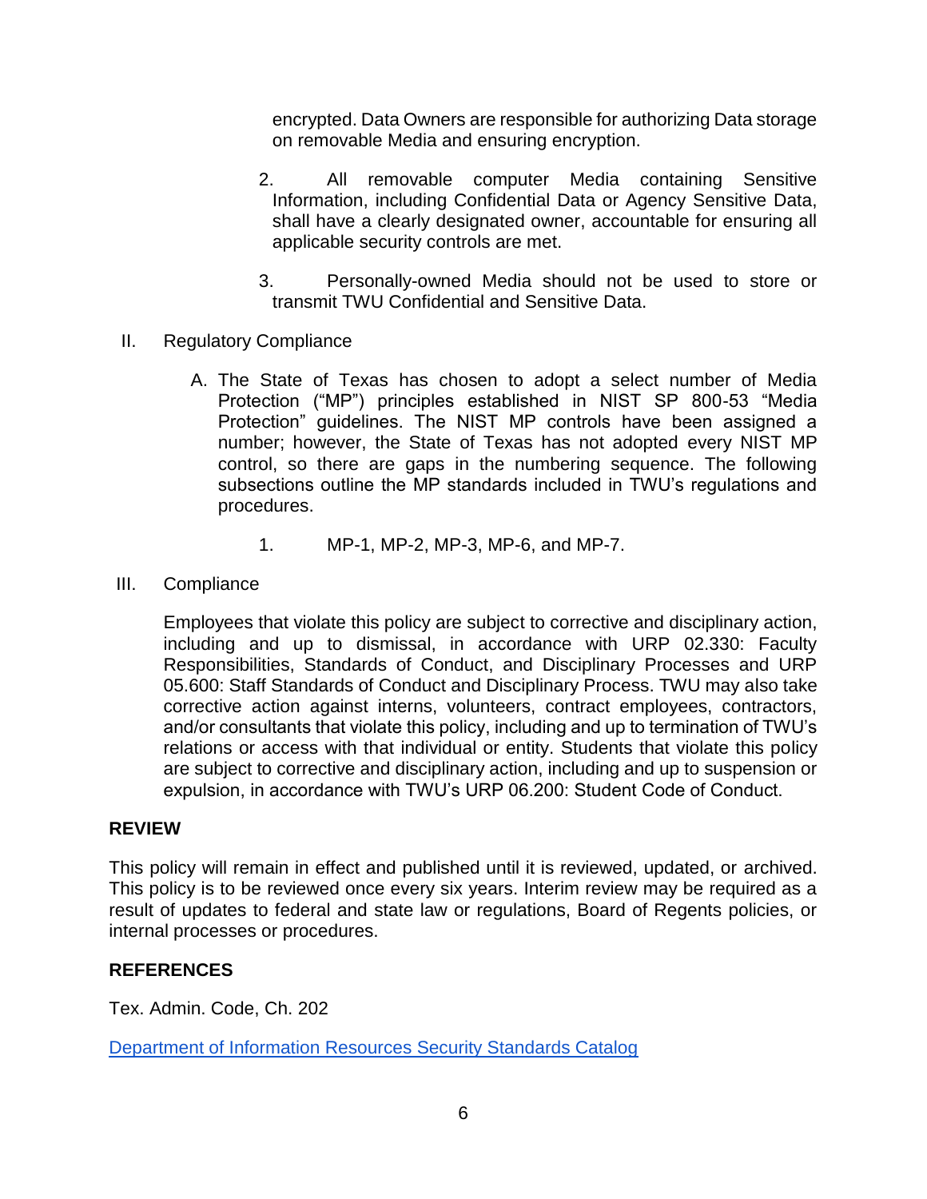encrypted. Data Owners are responsible for authorizing Data storage on removable Media and ensuring encryption.

2. All removable computer Media containing Sensitive Information, including Confidential Data or Agency Sensitive Data, shall have a clearly designated owner, accountable for ensuring all applicable security controls are met.

3. Personally-owned Media should not be used to store or transmit TWU Confidential and Sensitive Data.

II. Regulatory Compliance

A. The State of Texas has chosen to adopt a select number of Media Protection ("MP") principles established in NIST SP 800-53 "Media Protection" guidelines. The NIST MP controls have been assigned a number; however, the State of Texas has not adopted every NIST MP control, so there are gaps in the numbering sequence. The following subsections outline the MP standards included in TWU's regulations and procedures.

1. MP-1, MP-2, MP-3, MP-6, and MP-7.

III. Compliance

Employees that violate this policy are subject to corrective and disciplinary action, including and up to dismissal, in accordance with URP 02.330: Faculty Responsibilities, Standards of Conduct, and Disciplinary Processes and URP 05.600: Staff Standards of Conduct and Disciplinary Process. TWU may also take corrective action against interns, volunteers, contract employees, contractors, and/or consultants that violate this policy, including and up to termination of TWU's relations or access with that individual or entity. Students that violate this policy are subject to corrective and disciplinary action, including and up to suspension or expulsion, in accordance with TWU's URP 06.200: Student Code of Conduct.

## REVIEW

This policy will remain in effect and published until it is reviewed, updated, or archived. This policy is to be reviewed once every six years. Interim review may be required as a result of updates to federal and state law or regulations, Board of Regents policies, or internal processes or procedures.

## REFERENCES

Tex. Admin. Code, Ch. 202

Department of Information Resources Security Standards Catalog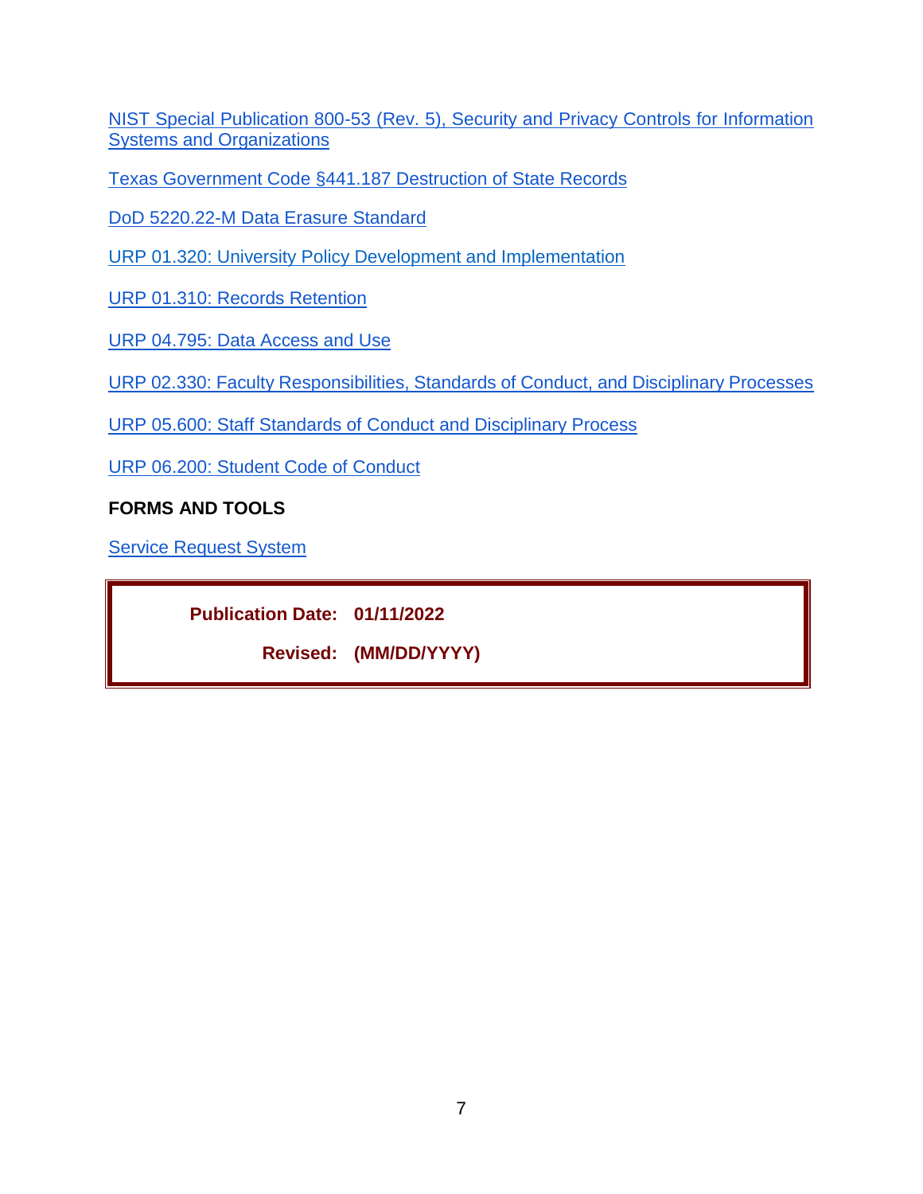NIST Special Publication 800-53 (Rev. 5), Security and Privacy Controls for Information Systems and Organizations

Texas Government Code §441.187 Destruction of State Records

DoD 5220.22-M Data Erasure Standard

URP 01.320: University Policy Development and Implementation

URP 01.310: Records Retention

URP 04.795: Data Access and Use

URP 02.330: Faculty Responsibilities, Standards of Conduct, and Disciplinary Processes

URP 05.600: Staff Standards of Conduct and Disciplinary Process

URP 06.200: Student Code of Conduct

**FORMS AND TOOLS**

Service Request System

**Publication Date: 01/11/2022**

**Revised: (MM/DD/YYYY)**